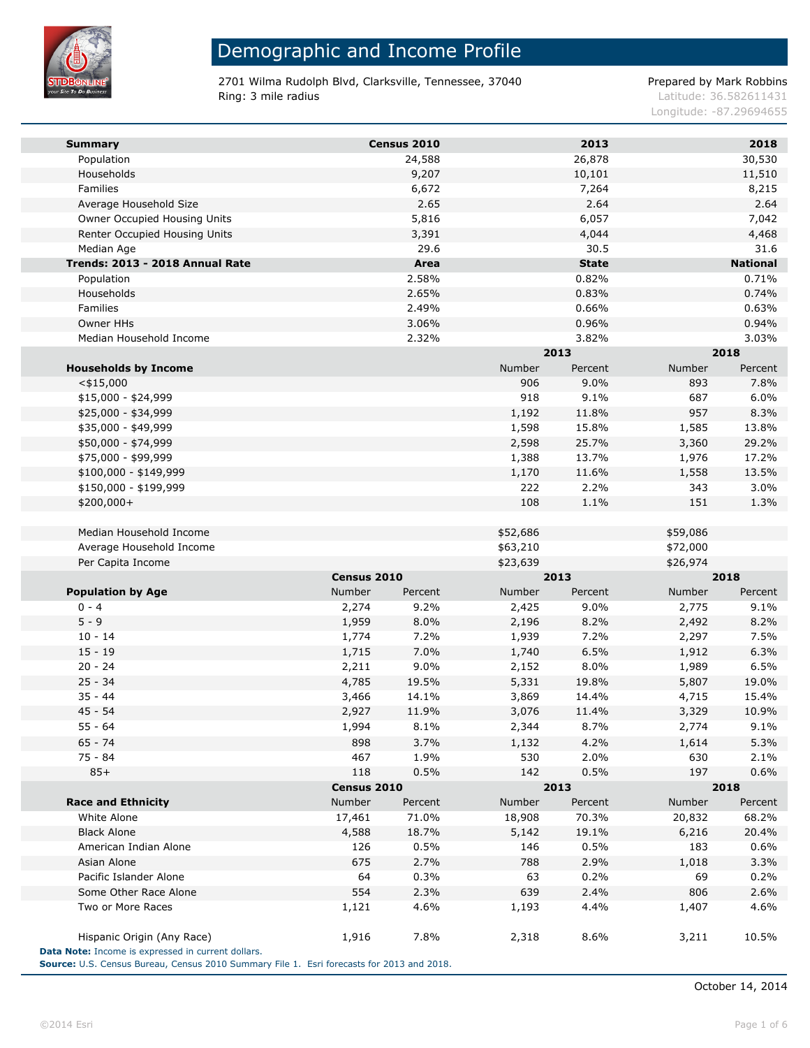# Demographic and Income Profile

2701 Wilma Rudolph Blvd, Clarksville, Tennessee, 37040
Ring: 3 mile radius

Prepared by Mark Robbins
Latitude: 36.582611431
Longitude: -87.29694655

| Summary | Census 2010 | 2013 | 2018 |
|---|---|---|---|
| Population | 24,588 | 26,878 | 30,530 |
| Households | 9,207 | 10,101 | 11,510 |
| Families | 6,672 | 7,264 | 8,215 |
| Average Household Size | 2.65 | 2.64 | 2.64 |
| Owner Occupied Housing Units | 5,816 | 6,057 | 7,042 |
| Renter Occupied Housing Units | 3,391 | 4,044 | 4,468 |
| Median Age | 29.6 | 30.5 | 31.6 |

| Trends: 2013 - 2018 Annual Rate | Area | State | National |
|---|---|---|---|
| Population | 2.58% | 0.82% | 0.71% |
| Households | 2.65% | 0.83% | 0.74% |
| Families | 2.49% | 0.66% | 0.63% |
| Owner HHs | 3.06% | 0.96% | 0.94% |
| Median Household Income | 2.32% | 3.82% | 3.03% |

| | 2013 | | 2018 | |
|---|---|---|---|---|
| Households by Income | Number | Percent | Number | Percent |
| <$15,000 | 906 | 9.0% | 893 | 7.8% |
| $15,000 - $24,999 | 918 | 9.1% | 687 | 6.0% |
| $25,000 - $34,999 | 1,192 | 11.8% | 957 | 8.3% |
| $35,000 - $49,999 | 1,598 | 15.8% | 1,585 | 13.8% |
| $50,000 - $74,999 | 2,598 | 25.7% | 3,360 | 29.2% |
| $75,000 - $99,999 | 1,388 | 13.7% | 1,976 | 17.2% |
| $100,000 - $149,999 | 1,170 | 11.6% | 1,558 | 13.5% |
| $150,000 - $199,999 | 222 | 2.2% | 343 | 3.0% |
| $200,000+ | 108 | 1.1% | 151 | 1.3% |
| | | | | |
| Median Household Income | $52,686 | | $59,086 | |
| Average Household Income | $63,210 | | $72,000 | |
| Per Capita Income | $23,639 | | $26,974 | |

| | Census 2010 | | 2013 | | 2018 | |
|---|---|---|---|---|---|---|
| Population by Age | Number | Percent | Number | Percent | Number | Percent |
| 0 - 4 | 2,274 | 9.2% | 2,425 | 9.0% | 2,775 | 9.1% |
| 5 - 9 | 1,959 | 8.0% | 2,196 | 8.2% | 2,492 | 8.2% |
| 10 - 14 | 1,774 | 7.2% | 1,939 | 7.2% | 2,297 | 7.5% |
| 15 - 19 | 1,715 | 7.0% | 1,740 | 6.5% | 1,912 | 6.3% |
| 20 - 24 | 2,211 | 9.0% | 2,152 | 8.0% | 1,989 | 6.5% |
| 25 - 34 | 4,785 | 19.5% | 5,331 | 19.8% | 5,807 | 19.0% |
| 35 - 44 | 3,466 | 14.1% | 3,869 | 14.4% | 4,715 | 15.4% |
| 45 - 54 | 2,927 | 11.9% | 3,076 | 11.4% | 3,329 | 10.9% |
| 55 - 64 | 1,994 | 8.1% | 2,344 | 8.7% | 2,774 | 9.1% |
| 65 - 74 | 898 | 3.7% | 1,132 | 4.2% | 1,614 | 5.3% |
| 75 - 84 | 467 | 1.9% | 530 | 2.0% | 630 | 2.1% |
| 85+ | 118 | 0.5% | 142 | 0.5% | 197 | 0.6% |

| | Census 2010 | | 2013 | | 2018 | |
|---|---|---|---|---|---|---|
| Race and Ethnicity | Number | Percent | Number | Percent | Number | Percent |
| White Alone | 17,461 | 71.0% | 18,908 | 70.3% | 20,832 | 68.2% |
| Black Alone | 4,588 | 18.7% | 5,142 | 19.1% | 6,216 | 20.4% |
| American Indian Alone | 126 | 0.5% | 146 | 0.5% | 183 | 0.6% |
| Asian Alone | 675 | 2.7% | 788 | 2.9% | 1,018 | 3.3% |
| Pacific Islander Alone | 64 | 0.3% | 63 | 0.2% | 69 | 0.2% |
| Some Other Race Alone | 554 | 2.3% | 639 | 2.4% | 806 | 2.6% |
| Two or More Races | 1,121 | 4.6% | 1,193 | 4.4% | 1,407 | 4.6% |
| | | | | | | |
| Hispanic Origin (Any Race) | 1,916 | 7.8% | 2,318 | 8.6% | 3,211 | 10.5% |

**Data Note:** Income is expressed in current dollars.
**Source:** U.S. Census Bureau, Census 2010 Summary File 1. Esri forecasts for 2013 and 2018.

October 14, 2014

©2014 Esri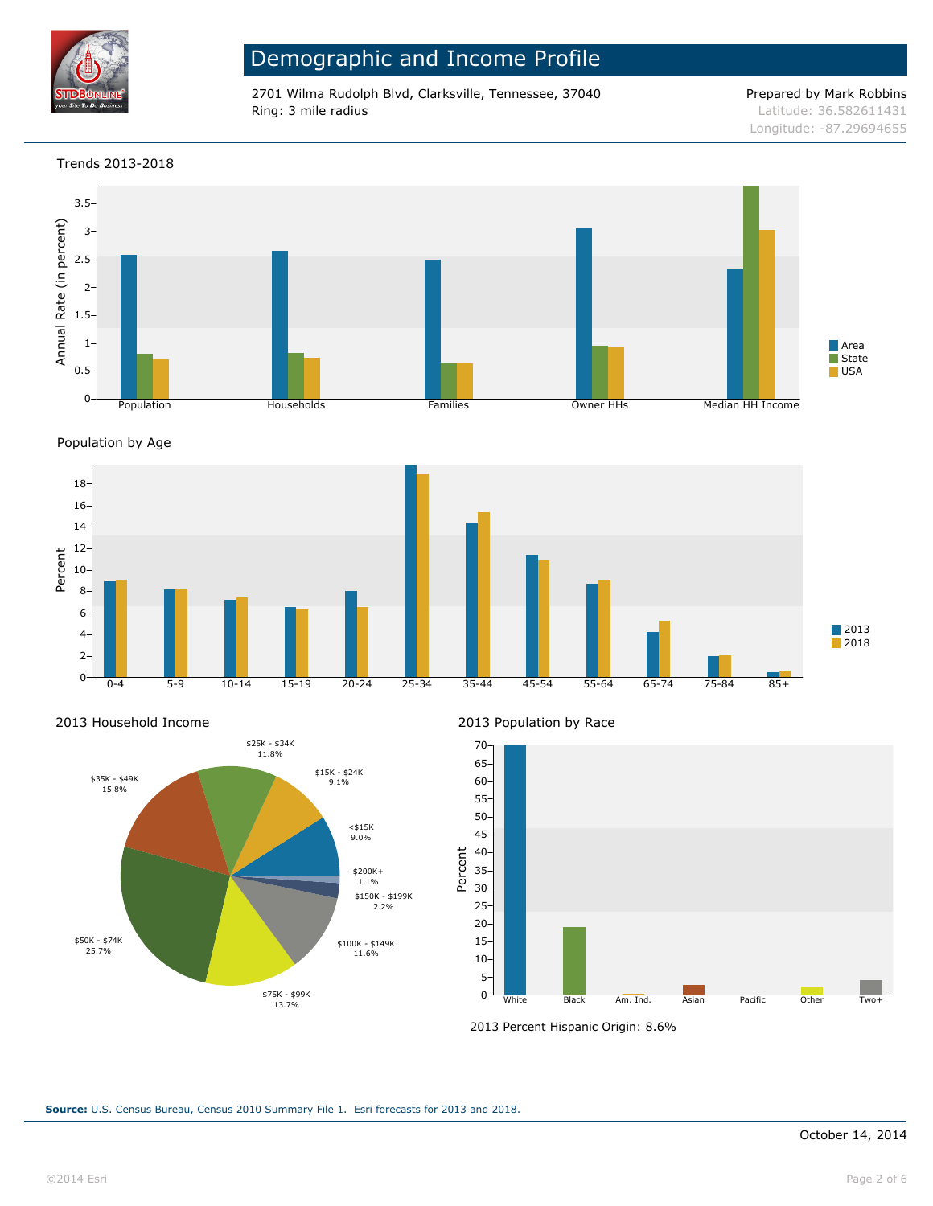# Demographic and Income Profile

2701 Wilma Rudolph Blvd, Clarksville, Tennessee, 37040
Ring: 3 mile radius

Prepared by Mark Robbins
Latitude: 36.582611431
Longitude: -87.29694655

## Trends 2013-2018

Annual Rate (in percent)

Population | Households | Families | Owner HHs | Median HH Income

Area | State | USA

## Population by Age

Percent

0-4 | 5-9 | 10-14 | 15-19 | 20-24 | 25-34 | 35-44 | 45-54 | 55-64 | 65-74 | 75-84 | 85+

2013 | 2018

## 2013 Household Income

| Income | Percent |
|---|---|
| <$15K | 9.0% |
| $15K - $24K | 9.1% |
| $25K - $34K | 11.8% |
| $35K - $49K | 15.8% |
| $50K - $74K | 25.7% |
| $75K - $99K | 13.7% |
| $100K - $149K | 11.6% |
| $150K - $199K | 2.2% |
| $200K+ | 1.1% |

## 2013 Population by Race

Percent

White | Black | Am. Ind. | Asian | Pacific | Other | Two+

2013 Percent Hispanic Origin: 8.6%

**Source:** U.S. Census Bureau, Census 2010 Summary File 1. Esri forecasts for 2013 and 2018.

October 14, 2014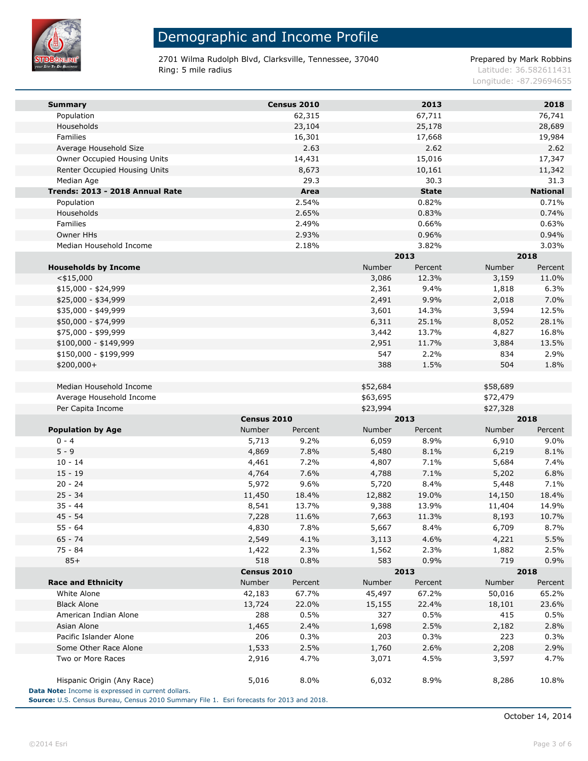# Demographic and Income Profile

2701 Wilma Rudolph Blvd, Clarksville, Tennessee, 37040
Ring: 5 mile radius

Prepared by Mark Robbins
Latitude: 36.582611431
Longitude: -87.29694655

| Summary | Census 2010 | 2013 | 2018 |
|---|---|---|---|
| Population | 62,315 | 67,711 | 76,741 |
| Households | 23,104 | 25,178 | 28,689 |
| Families | 16,301 | 17,668 | 19,984 |
| Average Household Size | 2.63 | 2.62 | 2.62 |
| Owner Occupied Housing Units | 14,431 | 15,016 | 17,347 |
| Renter Occupied Housing Units | 8,673 | 10,161 | 11,342 |
| Median Age | 29.3 | 30.3 | 31.3 |
| **Trends: 2013 - 2018 Annual Rate** | **Area** | **State** | **National** |
| Population | 2.54% | 0.82% | 0.71% |
| Households | 2.65% | 0.83% | 0.74% |
| Families | 2.49% | 0.66% | 0.63% |
| Owner HHs | 2.93% | 0.96% | 0.94% |
| Median Household Income | 2.18% | 3.82% | 3.03% |

| | 2013 | | 2018 | |
|---|---|---|---|---|
| **Households by Income** | Number | Percent | Number | Percent |
| <$15,000 | 3,086 | 12.3% | 3,159 | 11.0% |
| $15,000 - $24,999 | 2,361 | 9.4% | 1,818 | 6.3% |
| $25,000 - $34,999 | 2,491 | 9.9% | 2,018 | 7.0% |
| $35,000 - $49,999 | 3,601 | 14.3% | 3,594 | 12.5% |
| $50,000 - $74,999 | 6,311 | 25.1% | 8,052 | 28.1% |
| $75,000 - $99,999 | 3,442 | 13.7% | 4,827 | 16.8% |
| $100,000 - $149,999 | 2,951 | 11.7% | 3,884 | 13.5% |
| $150,000 - $199,999 | 547 | 2.2% | 834 | 2.9% |
| $200,000+ | 388 | 1.5% | 504 | 1.8% |
| | | | | |
| Median Household Income | $52,684 | | $58,689 | |
| Average Household Income | $63,695 | | $72,479 | |
| Per Capita Income | $23,994 | | $27,328 | |

| | Census 2010 | | 2013 | | 2018 | |
|---|---|---|---|---|---|---|
| **Population by Age** | Number | Percent | Number | Percent | Number | Percent |
| 0 - 4 | 5,713 | 9.2% | 6,059 | 8.9% | 6,910 | 9.0% |
| 5 - 9 | 4,869 | 7.8% | 5,480 | 8.1% | 6,219 | 8.1% |
| 10 - 14 | 4,461 | 7.2% | 4,807 | 7.1% | 5,684 | 7.4% |
| 15 - 19 | 4,764 | 7.6% | 4,788 | 7.1% | 5,202 | 6.8% |
| 20 - 24 | 5,972 | 9.6% | 5,720 | 8.4% | 5,448 | 7.1% |
| 25 - 34 | 11,450 | 18.4% | 12,882 | 19.0% | 14,150 | 18.4% |
| 35 - 44 | 8,541 | 13.7% | 9,388 | 13.9% | 11,404 | 14.9% |
| 45 - 54 | 7,228 | 11.6% | 7,663 | 11.3% | 8,193 | 10.7% |
| 55 - 64 | 4,830 | 7.8% | 5,667 | 8.4% | 6,709 | 8.7% |
| 65 - 74 | 2,549 | 4.1% | 3,113 | 4.6% | 4,221 | 5.5% |
| 75 - 84 | 1,422 | 2.3% | 1,562 | 2.3% | 1,882 | 2.5% |
| 85+ | 518 | 0.8% | 583 | 0.9% | 719 | 0.9% |

| | Census 2010 | | 2013 | | 2018 | |
|---|---|---|---|---|---|---|
| **Race and Ethnicity** | Number | Percent | Number | Percent | Number | Percent |
| White Alone | 42,183 | 67.7% | 45,497 | 67.2% | 50,016 | 65.2% |
| Black Alone | 13,724 | 22.0% | 15,155 | 22.4% | 18,101 | 23.6% |
| American Indian Alone | 288 | 0.5% | 327 | 0.5% | 415 | 0.5% |
| Asian Alone | 1,465 | 2.4% | 1,698 | 2.5% | 2,182 | 2.8% |
| Pacific Islander Alone | 206 | 0.3% | 203 | 0.3% | 223 | 0.3% |
| Some Other Race Alone | 1,533 | 2.5% | 1,760 | 2.6% | 2,208 | 2.9% |
| Two or More Races | 2,916 | 4.7% | 3,071 | 4.5% | 3,597 | 4.7% |
| | | | | | | |
| Hispanic Origin (Any Race) | 5,016 | 8.0% | 6,032 | 8.9% | 8,286 | 10.8% |

**Data Note:** Income is expressed in current dollars.
**Source:** U.S. Census Bureau, Census 2010 Summary File 1. Esri forecasts for 2013 and 2018.

October 14, 2014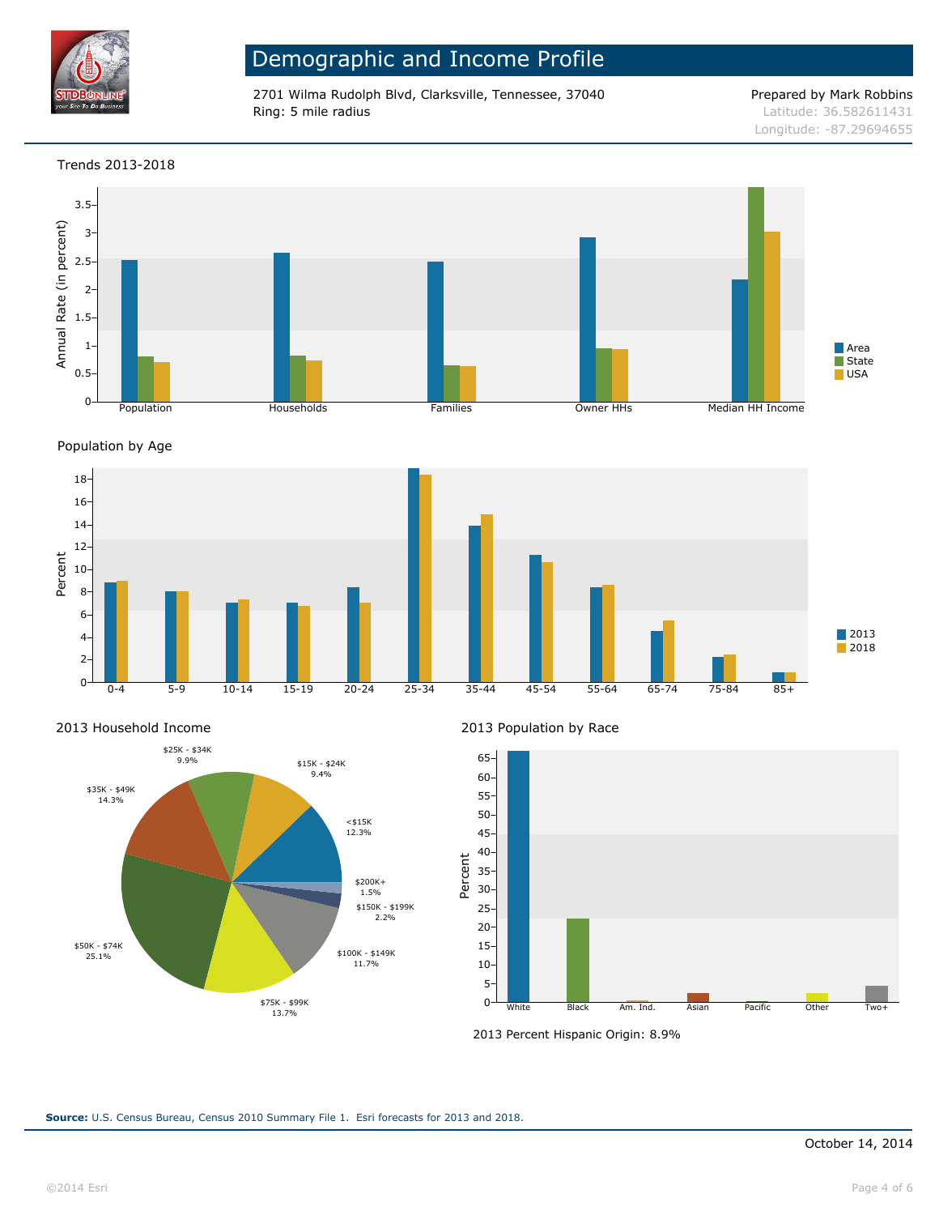# Demographic and Income Profile

2701 Wilma Rudolph Blvd, Clarksville, Tennessee, 37040
Ring: 5 mile radius

Prepared by Mark Robbins
Latitude: 36.582611431
Longitude: -87.29694655

## Trends 2013-2018

Annual Rate (in percent)

Population, Households, Families, Owner HHs, Median HH Income

Legend: Area, State, USA

## Population by Age

Percent

0-4, 5-9, 10-14, 15-19, 20-24, 25-34, 35-44, 45-54, 55-64, 65-74, 75-84, 85+

Legend: 2013, 2018

## 2013 Household Income

| Income | Percent |
|---|---|
| <$15K | 12.3% |
| $15K - $24K | 9.4% |
| $25K - $34K | 9.9% |
| $35K - $49K | 14.3% |
| $50K - $74K | 25.1% |
| $75K - $99K | 13.7% |
| $100K - $149K | 11.7% |
| $150K - $199K | 2.2% |
| $200K+ | 1.5% |

## 2013 Population by Race

Percent

White, Black, Am. Ind., Asian, Pacific, Other, Two+

2013 Percent Hispanic Origin: 8.9%

**Source:** U.S. Census Bureau, Census 2010 Summary File 1. Esri forecasts for 2013 and 2018.

October 14, 2014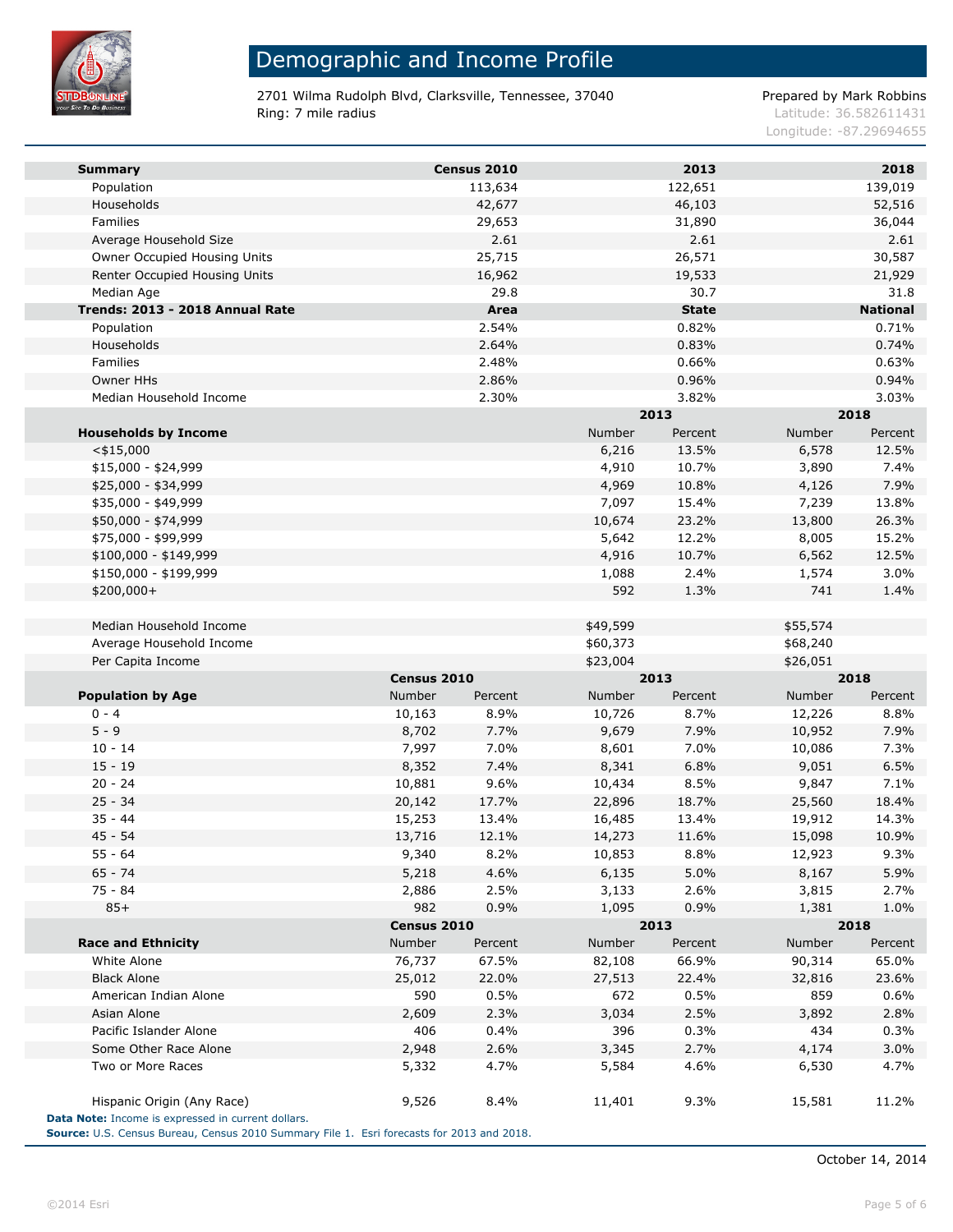# Demographic and Income Profile

2701 Wilma Rudolph Blvd, Clarksville, Tennessee, 37040
Ring: 7 mile radius

Prepared by Mark Robbins
Latitude: 36.582611431
Longitude: -87.29694655

| Summary | Census 2010 | 2013 | 2018 |
|---|---|---|---|
| Population | 113,634 | 122,651 | 139,019 |
| Households | 42,677 | 46,103 | 52,516 |
| Families | 29,653 | 31,890 | 36,044 |
| Average Household Size | 2.61 | 2.61 | 2.61 |
| Owner Occupied Housing Units | 25,715 | 26,571 | 30,587 |
| Renter Occupied Housing Units | 16,962 | 19,533 | 21,929 |
| Median Age | 29.8 | 30.7 | 31.8 |

| Trends: 2013 - 2018 Annual Rate | Area | State | National |
|---|---|---|---|
| Population | 2.54% | 0.82% | 0.71% |
| Households | 2.64% | 0.83% | 0.74% |
| Families | 2.48% | 0.66% | 0.63% |
| Owner HHs | 2.86% | 0.96% | 0.94% |
| Median Household Income | 2.30% | 3.82% | 3.03% |

| | 2013 | | 2018 | |
|---|---|---|---|---|
| **Households by Income** | Number | Percent | Number | Percent |
| <$15,000 | 6,216 | 13.5% | 6,578 | 12.5% |
| $15,000 - $24,999 | 4,910 | 10.7% | 3,890 | 7.4% |
| $25,000 - $34,999 | 4,969 | 10.8% | 4,126 | 7.9% |
| $35,000 - $49,999 | 7,097 | 15.4% | 7,239 | 13.8% |
| $50,000 - $74,999 | 10,674 | 23.2% | 13,800 | 26.3% |
| $75,000 - $99,999 | 5,642 | 12.2% | 8,005 | 15.2% |
| $100,000 - $149,999 | 4,916 | 10.7% | 6,562 | 12.5% |
| $150,000 - $199,999 | 1,088 | 2.4% | 1,574 | 3.0% |
| $200,000+ | 592 | 1.3% | 741 | 1.4% |
| | | | | |
| Median Household Income | $49,599 | | $55,574 | |
| Average Household Income | $60,373 | | $68,240 | |
| Per Capita Income | $23,004 | | $26,051 | |

| | Census 2010 | | 2013 | | 2018 | |
|---|---|---|---|---|---|---|
| **Population by Age** | Number | Percent | Number | Percent | Number | Percent |
| 0 - 4 | 10,163 | 8.9% | 10,726 | 8.7% | 12,226 | 8.8% |
| 5 - 9 | 8,702 | 7.7% | 9,679 | 7.9% | 10,952 | 7.9% |
| 10 - 14 | 7,997 | 7.0% | 8,601 | 7.0% | 10,086 | 7.3% |
| 15 - 19 | 8,352 | 7.4% | 8,341 | 6.8% | 9,051 | 6.5% |
| 20 - 24 | 10,881 | 9.6% | 10,434 | 8.5% | 9,847 | 7.1% |
| 25 - 34 | 20,142 | 17.7% | 22,896 | 18.7% | 25,560 | 18.4% |
| 35 - 44 | 15,253 | 13.4% | 16,485 | 13.4% | 19,912 | 14.3% |
| 45 - 54 | 13,716 | 12.1% | 14,273 | 11.6% | 15,098 | 10.9% |
| 55 - 64 | 9,340 | 8.2% | 10,853 | 8.8% | 12,923 | 9.3% |
| 65 - 74 | 5,218 | 4.6% | 6,135 | 5.0% | 8,167 | 5.9% |
| 75 - 84 | 2,886 | 2.5% | 3,133 | 2.6% | 3,815 | 2.7% |
| 85+ | 982 | 0.9% | 1,095 | 0.9% | 1,381 | 1.0% |

| | Census 2010 | | 2013 | | 2018 | |
|---|---|---|---|---|---|---|
| **Race and Ethnicity** | Number | Percent | Number | Percent | Number | Percent |
| White Alone | 76,737 | 67.5% | 82,108 | 66.9% | 90,314 | 65.0% |
| Black Alone | 25,012 | 22.0% | 27,513 | 22.4% | 32,816 | 23.6% |
| American Indian Alone | 590 | 0.5% | 672 | 0.5% | 859 | 0.6% |
| Asian Alone | 2,609 | 2.3% | 3,034 | 2.5% | 3,892 | 2.8% |
| Pacific Islander Alone | 406 | 0.4% | 396 | 0.3% | 434 | 0.3% |
| Some Other Race Alone | 2,948 | 2.6% | 3,345 | 2.7% | 4,174 | 3.0% |
| Two or More Races | 5,332 | 4.7% | 5,584 | 4.6% | 6,530 | 4.7% |
| | | | | | | |
| Hispanic Origin (Any Race) | 9,526 | 8.4% | 11,401 | 9.3% | 15,581 | 11.2% |

**Data Note:** Income is expressed in current dollars.
**Source:** U.S. Census Bureau, Census 2010 Summary File 1. Esri forecasts for 2013 and 2018.

October 14, 2014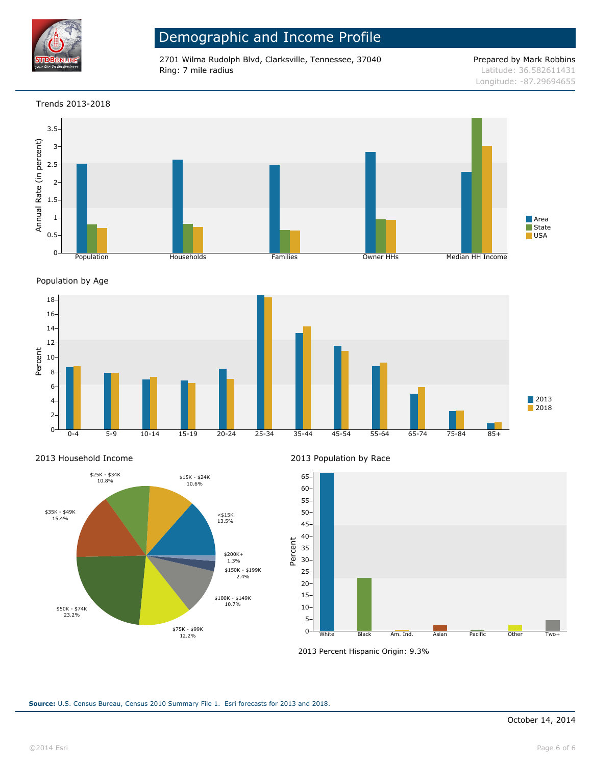# Demographic and Income Profile

2701 Wilma Rudolph Blvd, Clarksville, Tennessee, 37040
Ring: 7 mile radius

Prepared by Mark Robbins
Latitude: 36.582611431
Longitude: -87.29694655

## Trends 2013-2018

Annual Rate (in percent)

0
0.5
1
1.5
2
2.5
3
3.5

Population
Households
Families
Owner HHs
Median HH Income

Area
State
USA

## Population by Age

Percent

0
2
4
6
8
10
12
14
16
18

0-4
5-9
10-14
15-19
20-24
25-34
35-44
45-54
55-64
65-74
75-84
85+

2013
2018

## 2013 Household Income

<$15K
13.5%

$15K - $24K
10.6%

$25K - $34K
10.8%

$35K - $49K
15.4%

$50K - $74K
23.2%

$75K - $99K
12.2%

$100K - $149K
10.7%

$150K - $199K
2.4%

$200K+
1.3%

## 2013 Population by Race

Percent

0
5
10
15
20
25
30
35
40
45
50
55
60
65

White
Black
Am. Ind.
Asian
Pacific
Other
Two+

2013 Percent Hispanic Origin: 9.3%

**Source:** U.S. Census Bureau, Census 2010 Summary File 1. Esri forecasts for 2013 and 2018.

October 14, 2014

©2014 Esri